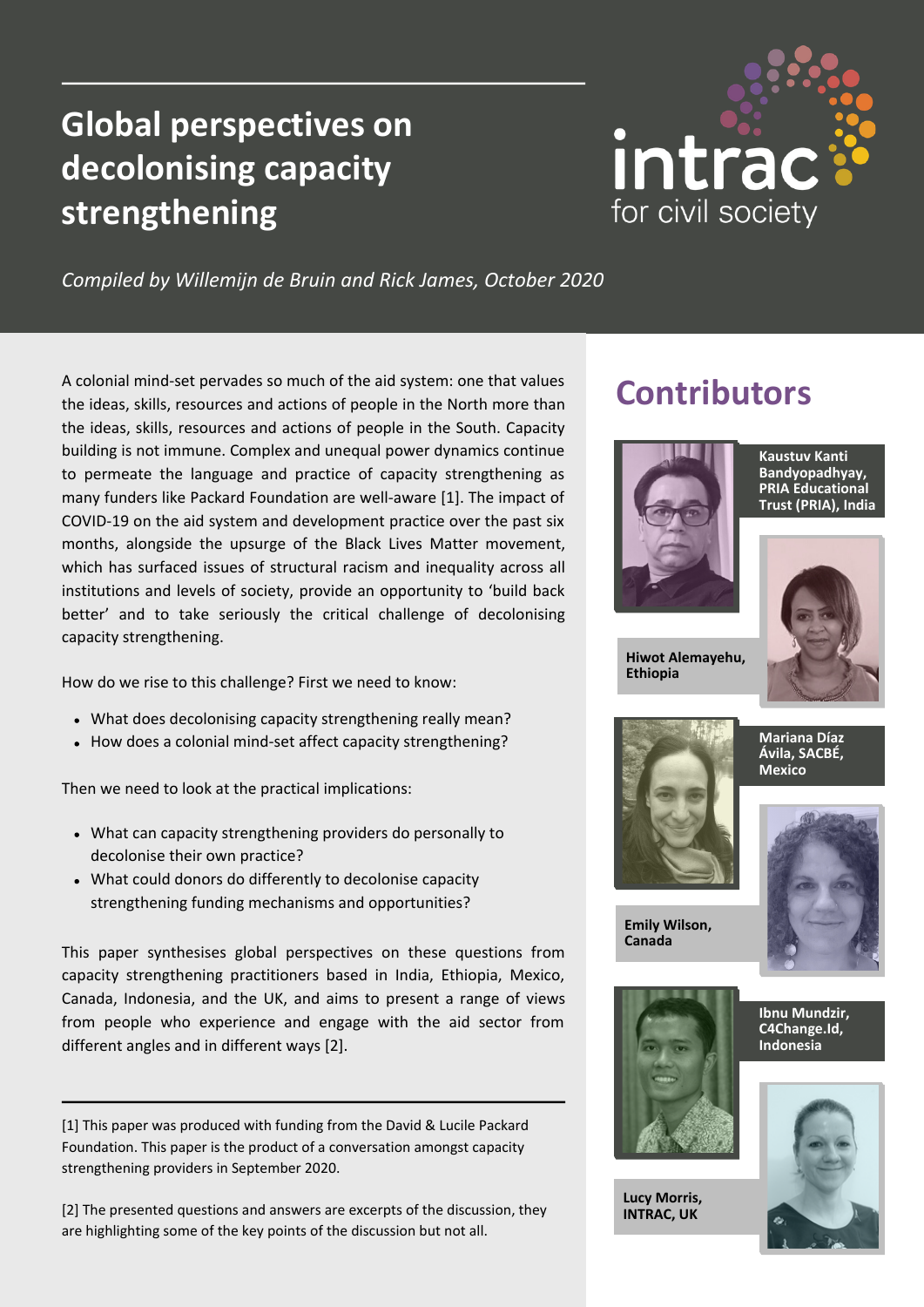# Global perspectives on decolonising capacity strengthening

*Compiled by Willemijn de Bruin and Rick James, October 2020*

A colonial mind-set pervades so much of the aid system: one that values the ideas, skills, resources and actions of people in the North more than the ideas, skills, resources and actions of people in the South. Capacity building is not immune. Complex and unequal power dynamics continue to permeate the language and practice of capacity strengthening as many funders like Packard Foundation are well-aware [1]. The impact of COVID-19 on the aid system and development practice over the past six months, alongside the upsurge of the Black Lives Matter movement, which has surfaced issues of structural racism and inequality across all institutions and levels of society, provide an opportunity to 'build back better' and to take seriously the critical challenge of decolonising capacity strengthening.

How do we rise to this challenge? First we need to know:

- What does decolonising capacity strengthening really mean?
- How does a colonial mind-set affect capacity strengthening?

Then we need to look at the practical implications:

- What can capacity strengthening providers do personally to decolonise their own practice?
- What could donors do differently to decolonise capacity strengthening funding mechanisms and opportunities?

This paper synthesises global perspectives on these questions from capacity strengthening practitioners based in India, Ethiopia, Mexico, Canada, Indonesia, and the UK, and aims to present a range of views from people who experience and engage with the aid sector from different angles and in different ways [2].

[1] This paper was produced with funding from the David & Lucile Packard Foundation. This paper is the product of a conversation amongst capacity strengthening providers in September 2020.

[2] The presented questions and answers are excerpts of the discussion, they are highlighting some of the key points of the discussion but not all.

## Contributors

**Kaustuv Kanti Bandyopadhyay, PRIA Educational Trust (PRIA), India**

**Hiwot Alemayehu, Ethiopia**

**Mariana Díaz Ávila, SACBÉ, Mexico**

**Emily Wilson, Canada**

**Ibnu Mundzir, C4Change.Id, Indonesia**

**Lucy Morris, INTRAC, UK**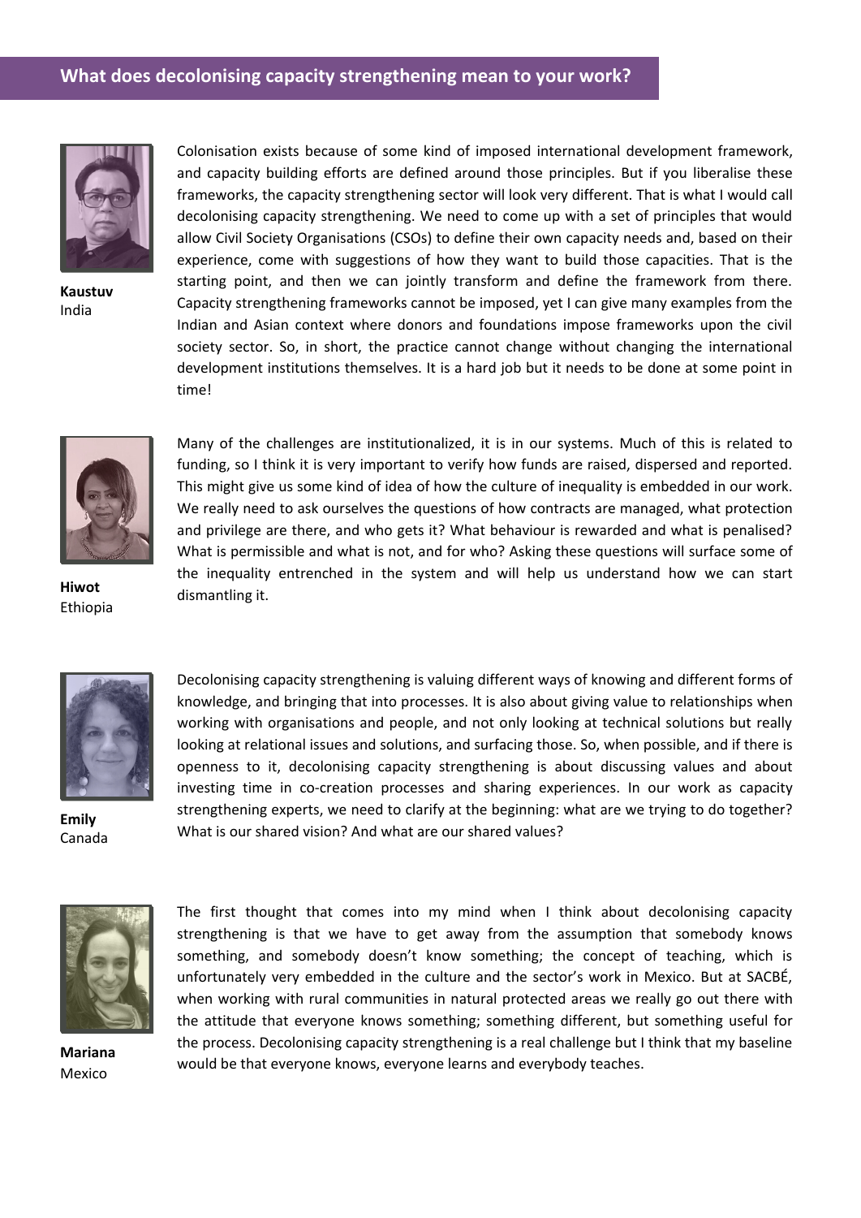## What does decolonising capacity strengthening mean to your work?

**Kaustuv**
India

Colonisation exists because of some kind of imposed international development framework, and capacity building efforts are defined around those principles. But if you liberalise these frameworks, the capacity strengthening sector will look very different. That is what I would call decolonising capacity strengthening. We need to come up with a set of principles that would allow Civil Society Organisations (CSOs) to define their own capacity needs and, based on their experience, come with suggestions of how they want to build those capacities. That is the starting point, and then we can jointly transform and define the framework from there. Capacity strengthening frameworks cannot be imposed, yet I can give many examples from the Indian and Asian context where donors and foundations impose frameworks upon the civil society sector. So, in short, the practice cannot change without changing the international development institutions themselves. It is a hard job but it needs to be done at some point in time!

**Hiwot**
Ethiopia

Many of the challenges are institutionalized, it is in our systems. Much of this is related to funding, so I think it is very important to verify how funds are raised, dispersed and reported. This might give us some kind of idea of how the culture of inequality is embedded in our work. We really need to ask ourselves the questions of how contracts are managed, what protection and privilege are there, and who gets it? What behaviour is rewarded and what is penalised? What is permissible and what is not, and for who? Asking these questions will surface some of the inequality entrenched in the system and will help us understand how we can start dismantling it.

**Emily**
Canada

Decolonising capacity strengthening is valuing different ways of knowing and different forms of knowledge, and bringing that into processes. It is also about giving value to relationships when working with organisations and people, and not only looking at technical solutions but really looking at relational issues and solutions, and surfacing those. So, when possible, and if there is openness to it, decolonising capacity strengthening is about discussing values and about investing time in co-creation processes and sharing experiences. In our work as capacity strengthening experts, we need to clarify at the beginning: what are we trying to do together? What is our shared vision? And what are our shared values?

**Mariana**
Mexico

The first thought that comes into my mind when I think about decolonising capacity strengthening is that we have to get away from the assumption that somebody knows something, and somebody doesn't know something; the concept of teaching, which is unfortunately very embedded in the culture and the sector's work in Mexico. But at SACBÉ, when working with rural communities in natural protected areas we really go out there with the attitude that everyone knows something; something different, but something useful for the process. Decolonising capacity strengthening is a real challenge but I think that my baseline would be that everyone knows, everyone learns and everybody teaches.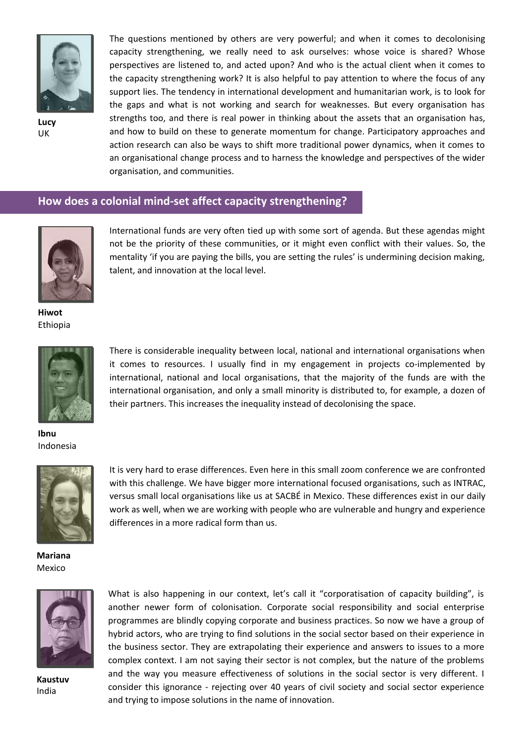**Lucy**
UK

The questions mentioned by others are very powerful; and when it comes to decolonising capacity strengthening, we really need to ask ourselves: whose voice is shared? Whose perspectives are listened to, and acted upon? And who is the actual client when it comes to the capacity strengthening work? It is also helpful to pay attention to where the focus of any support lies. The tendency in international development and humanitarian work, is to look for the gaps and what is not working and search for weaknesses. But every organisation has strengths too, and there is real power in thinking about the assets that an organisation has, and how to build on these to generate momentum for change. Participatory approaches and action research can also be ways to shift more traditional power dynamics, when it comes to an organisational change process and to harness the knowledge and perspectives of the wider organisation, and communities.

## How does a colonial mind-set affect capacity strengthening?

**Hiwot**
Ethiopia

International funds are very often tied up with some sort of agenda. But these agendas might not be the priority of these communities, or it might even conflict with their values. So, the mentality 'if you are paying the bills, you are setting the rules' is undermining decision making, talent, and innovation at the local level.

**Ibnu**
Indonesia

There is considerable inequality between local, national and international organisations when it comes to resources. I usually find in my engagement in projects co-implemented by international, national and local organisations, that the majority of the funds are with the international organisation, and only a small minority is distributed to, for example, a dozen of their partners. This increases the inequality instead of decolonising the space.

**Mariana**
Mexico

It is very hard to erase differences. Even here in this small zoom conference we are confronted with this challenge. We have bigger more international focused organisations, such as INTRAC, versus small local organisations like us at SACBÉ in Mexico. These differences exist in our daily work as well, when we are working with people who are vulnerable and hungry and experience differences in a more radical form than us.

**Kaustuv**
India

What is also happening in our context, let's call it "corporatisation of capacity building", is another newer form of colonisation. Corporate social responsibility and social enterprise programmes are blindly copying corporate and business practices. So now we have a group of hybrid actors, who are trying to find solutions in the social sector based on their experience in the business sector. They are extrapolating their experience and answers to issues to a more complex context. I am not saying their sector is not complex, but the nature of the problems and the way you measure effectiveness of solutions in the social sector is very different. I consider this ignorance - rejecting over 40 years of civil society and social sector experience and trying to impose solutions in the name of innovation.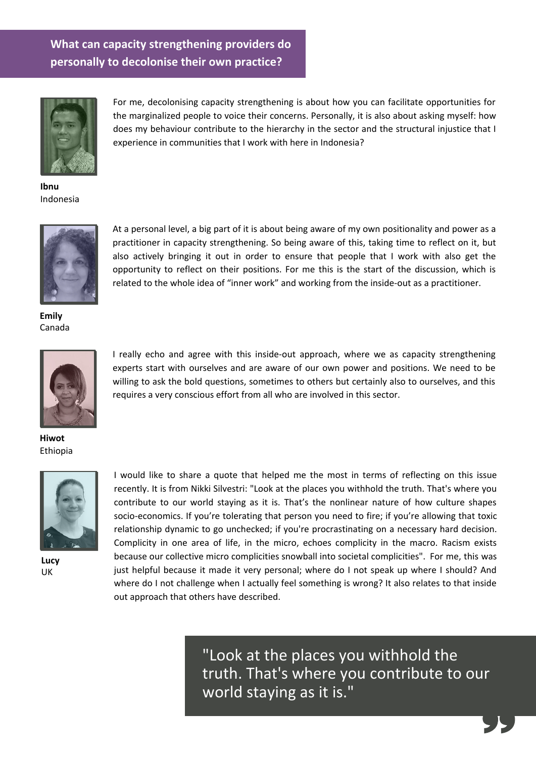## What can capacity strengthening providers do personally to decolonise their own practice?

**Ibnu**
Indonesia

For me, decolonising capacity strengthening is about how you can facilitate opportunities for the marginalized people to voice their concerns. Personally, it is also about asking myself: how does my behaviour contribute to the hierarchy in the sector and the structural injustice that I experience in communities that I work with here in Indonesia?

**Emily**
Canada

At a personal level, a big part of it is about being aware of my own positionality and power as a practitioner in capacity strengthening. So being aware of this, taking time to reflect on it, but also actively bringing it out in order to ensure that people that I work with also get the opportunity to reflect on their positions. For me this is the start of the discussion, which is related to the whole idea of "inner work" and working from the inside-out as a practitioner.

**Hiwot**
Ethiopia

I really echo and agree with this inside-out approach, where we as capacity strengthening experts start with ourselves and are aware of our own power and positions. We need to be willing to ask the bold questions, sometimes to others but certainly also to ourselves, and this requires a very conscious effort from all who are involved in this sector.

**Lucy**
UK

I would like to share a quote that helped me the most in terms of reflecting on this issue recently. It is from Nikki Silvestri: "Look at the places you withhold the truth. That's where you contribute to our world staying as it is. That's the nonlinear nature of how culture shapes socio-economics. If you're tolerating that person you need to fire; if you're allowing that toxic relationship dynamic to go unchecked; if you're procrastinating on a necessary hard decision. Complicity in one area of life, in the micro, echoes complicity in the macro. Racism exists because our collective micro complicities snowball into societal complicities". For me, this was just helpful because it made it very personal; where do I not speak up where I should? And where do I not challenge when I actually feel something is wrong? It also relates to that inside out approach that others have described.

> "Look at the places you withhold the truth. That's where you contribute to our world staying as it is."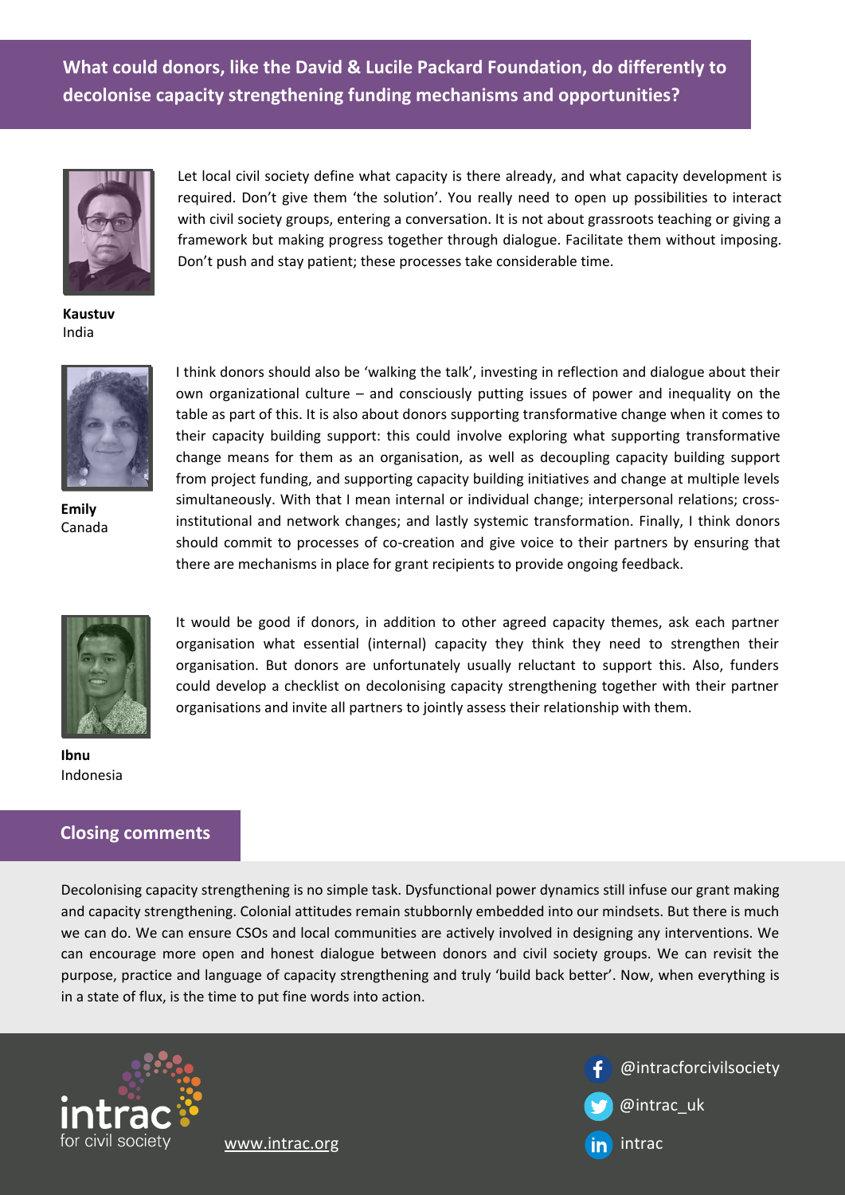## What could donors, like the David & Lucile Packard Foundation, do differently to decolonise capacity strengthening funding mechanisms and opportunities?

**Kaustuv**
India

Let local civil society define what capacity is there already, and what capacity development is required. Don't give them 'the solution'. You really need to open up possibilities to interact with civil society groups, entering a conversation. It is not about grassroots teaching or giving a framework but making progress together through dialogue. Facilitate them without imposing. Don't push and stay patient; these processes take considerable time.

**Emily**
Canada

I think donors should also be 'walking the talk', investing in reflection and dialogue about their own organizational culture – and consciously putting issues of power and inequality on the table as part of this. It is also about donors supporting transformative change when it comes to their capacity building support: this could involve exploring what supporting transformative change means for them as an organisation, as well as decoupling capacity building support from project funding, and supporting capacity building initiatives and change at multiple levels simultaneously. With that I mean internal or individual change; interpersonal relations; cross-institutional and network changes; and lastly systemic transformation. Finally, I think donors should commit to processes of co-creation and give voice to their partners by ensuring that there are mechanisms in place for grant recipients to provide ongoing feedback.

**Ibnu**
Indonesia

It would be good if donors, in addition to other agreed capacity themes, ask each partner organisation what essential (internal) capacity they think they need to strengthen their organisation. But donors are unfortunately usually reluctant to support this. Also, funders could develop a checklist on decolonising capacity strengthening together with their partner organisations and invite all partners to jointly assess their relationship with them.

## Closing comments

Decolonising capacity strengthening is no simple task. Dysfunctional power dynamics still infuse our grant making and capacity strengthening. Colonial attitudes remain stubbornly embedded into our mindsets. But there is much we can do. We can ensure CSOs and local communities are actively involved in designing any interventions. We can encourage more open and honest dialogue between donors and civil society groups. We can revisit the purpose, practice and language of capacity strengthening and truly 'build back better'. Now, when everything is in a state of flux, is the time to put fine words into action.

intrac for civil society

www.intrac.org

@intracforcivilsociety
@intrac_uk
intrac